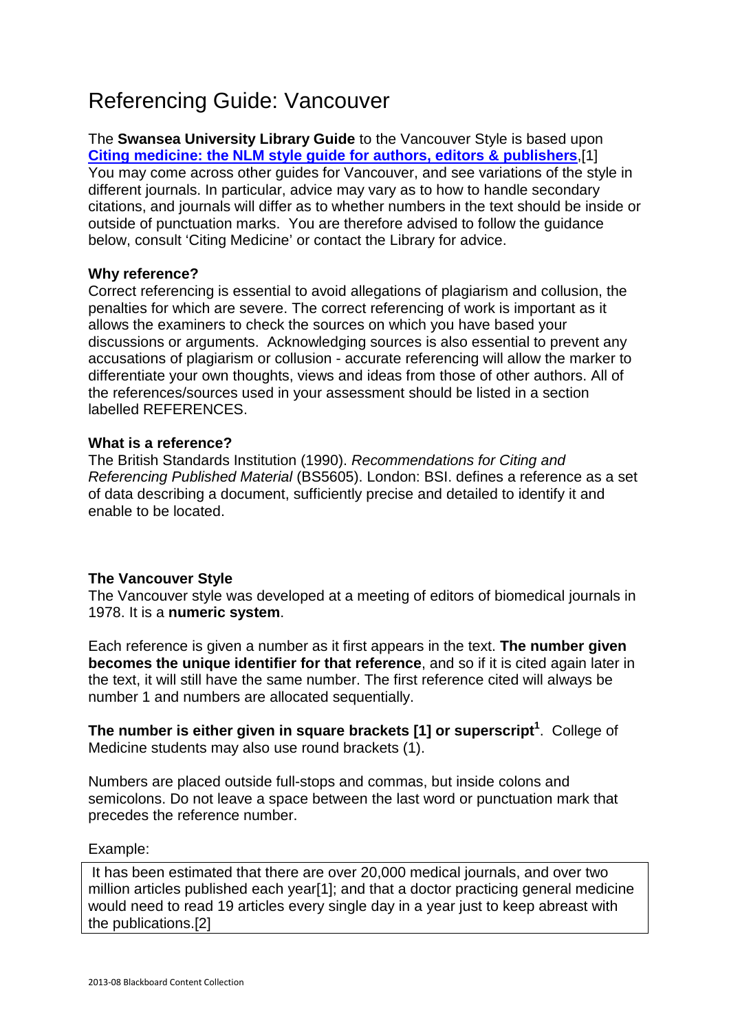# Referencing Guide: Vancouver

The **Swansea University Library Guide** to the Vancouver Style is based upon **Citing medicine: the NLM style guide for authors, editors & publishers**,[1] You may come across other guides for Vancouver, and see variations of the style in different journals. In particular, advice may vary as to how to handle secondary citations, and journals will differ as to whether numbers in the text should be inside or outside of punctuation marks. You are therefore advised to follow the guidance below, consult 'Citing Medicine' or contact the Library for advice.

**Why reference?**

Correct referencing is essential to avoid allegations of plagiarism and collusion, the penalties for which are severe. The correct referencing of work is important as it allows the examiners to check the sources on which you have based your discussions or arguments. Acknowledging sources is also essential to prevent any accusations of plagiarism or collusion - accurate referencing will allow the marker to differentiate your own thoughts, views and ideas from those of other authors. All of the references/sources used in your assessment should be listed in a section labelled REFERENCES.

**What is a reference?**

The British Standards Institution (1990). *Recommendations for Citing and Referencing Published Material* (BS5605). London: BSI. defines a reference as a set of data describing a document, sufficiently precise and detailed to identify it and enable to be located.

**The Vancouver Style**

The Vancouver style was developed at a meeting of editors of biomedical journals in 1978. It is a **numeric system**.

Each reference is given a number as it first appears in the text. **The number given becomes the unique identifier for that reference**, and so if it is cited again later in the text, it will still have the same number. The first reference cited will always be number 1 and numbers are allocated sequentially.

**The number is either given in square brackets [1] or superscript[1]**. College of Medicine students may also use round brackets (1).

Numbers are placed outside full-stops and commas, but inside colons and semicolons. Do not leave a space between the last word or punctuation mark that precedes the reference number.

Example:

> It has been estimated that there are over 20,000 medical journals, and over two million articles published each year[1]; and that a doctor practicing general medicine would need to read 19 articles every single day in a year just to keep abreast with the publications.[2]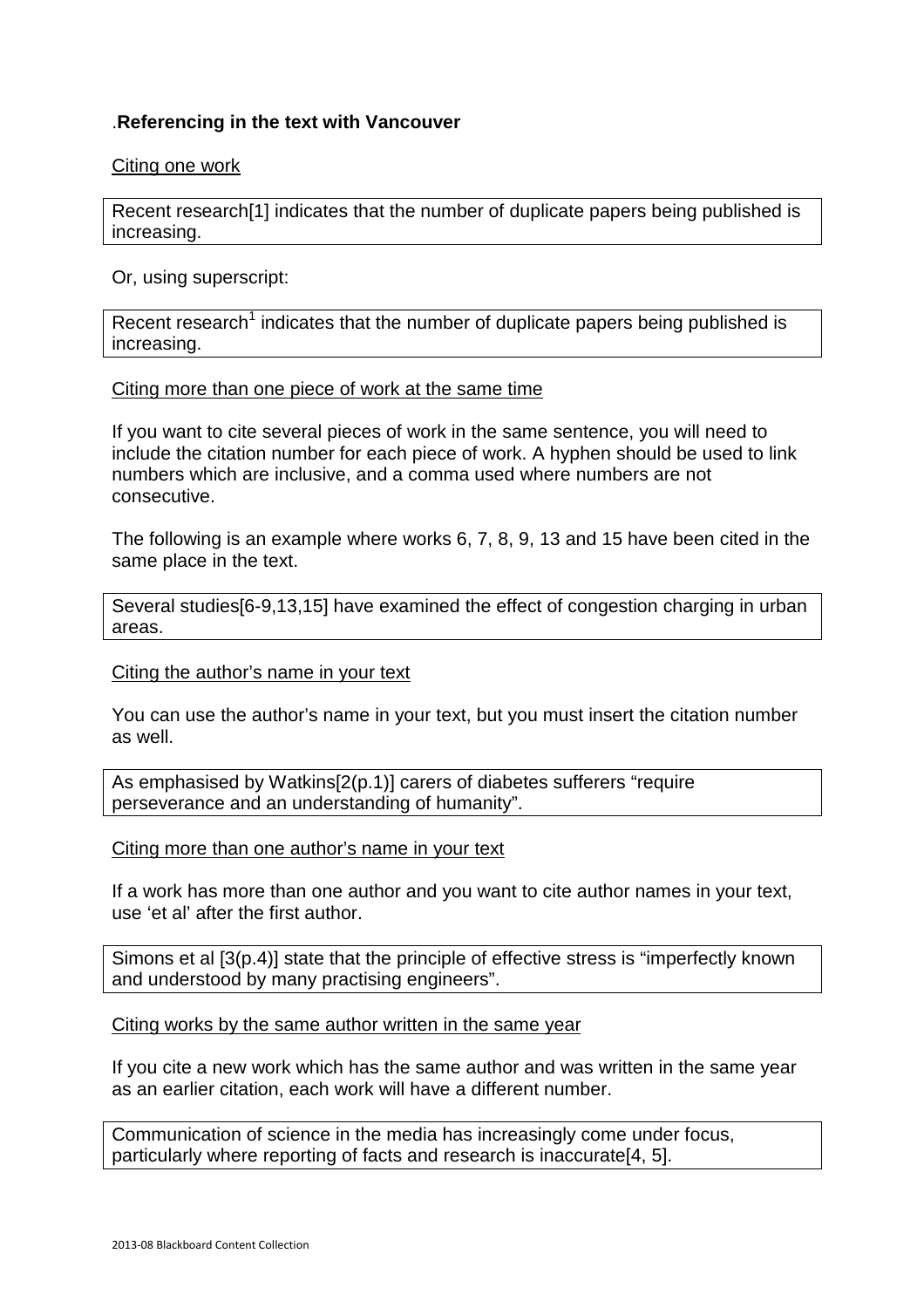.**Referencing in the text with Vancouver**

Citing one work

Recent research[1] indicates that the number of duplicate papers being published is increasing.

Or, using superscript:

Recent research[1] indicates that the number of duplicate papers being published is increasing.

Citing more than one piece of work at the same time

If you want to cite several pieces of work in the same sentence, you will need to include the citation number for each piece of work. A hyphen should be used to link numbers which are inclusive, and a comma used where numbers are not consecutive.

The following is an example where works 6, 7, 8, 9, 13 and 15 have been cited in the same place in the text.

Several studies[6-9,13,15] have examined the effect of congestion charging in urban areas.

Citing the author's name in your text

You can use the author's name in your text, but you must insert the citation number as well.

As emphasised by Watkins[2(p.1)] carers of diabetes sufferers "require perseverance and an understanding of humanity".

Citing more than one author's name in your text

If a work has more than one author and you want to cite author names in your text, use 'et al' after the first author.

Simons et al [3(p.4)] state that the principle of effective stress is "imperfectly known and understood by many practising engineers".

Citing works by the same author written in the same year

If you cite a new work which has the same author and was written in the same year as an earlier citation, each work will have a different number.

Communication of science in the media has increasingly come under focus, particularly where reporting of facts and research is inaccurate[4, 5].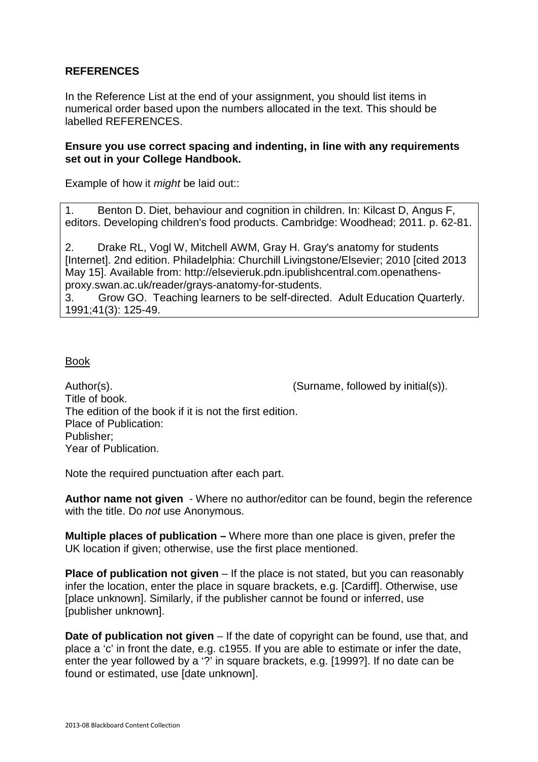**REFERENCES**

In the Reference List at the end of your assignment, you should list items in numerical order based upon the numbers allocated in the text. This should be labelled REFERENCES.

**Ensure you use correct spacing and indenting, in line with any requirements set out in your College Handbook.**

Example of how it *might* be laid out::

> 1. Benton D. Diet, behaviour and cognition in children. In: Kilcast D, Angus F, editors. Developing children's food products. Cambridge: Woodhead; 2011. p. 62-81.
>
> 2. Drake RL, Vogl W, Mitchell AWM, Gray H. Gray's anatomy for students [Internet]. 2nd edition. Philadelphia: Churchill Livingstone/Elsevier; 2010 [cited 2013 May 15]. Available from: http://elsevieruk.pdn.ipublishcentral.com.openathens-proxy.swan.ac.uk/reader/grays-anatomy-for-students.
> 3. Grow GO. Teaching learners to be self-directed. Adult Education Quarterly. 1991;41(3): 125-49.

<u>Book</u>

Author(s). (Surname, followed by initial(s)).
Title of book.
The edition of the book if it is not the first edition.
Place of Publication:
Publisher;
Year of Publication.

Note the required punctuation after each part.

**Author name not given** - Where no author/editor can be found, begin the reference with the title. Do *not* use Anonymous.

**Multiple places of publication –** Where more than one place is given, prefer the UK location if given; otherwise, use the first place mentioned.

**Place of publication not given** – If the place is not stated, but you can reasonably infer the location, enter the place in square brackets, e.g. [Cardiff]. Otherwise, use [place unknown]. Similarly, if the publisher cannot be found or inferred, use [publisher unknown].

**Date of publication not given** – If the date of copyright can be found, use that, and place a 'c' in front the date, e.g. c1955. If you are able to estimate or infer the date, enter the year followed by a '?' in square brackets, e.g. [1999?]. If no date can be found or estimated, use [date unknown].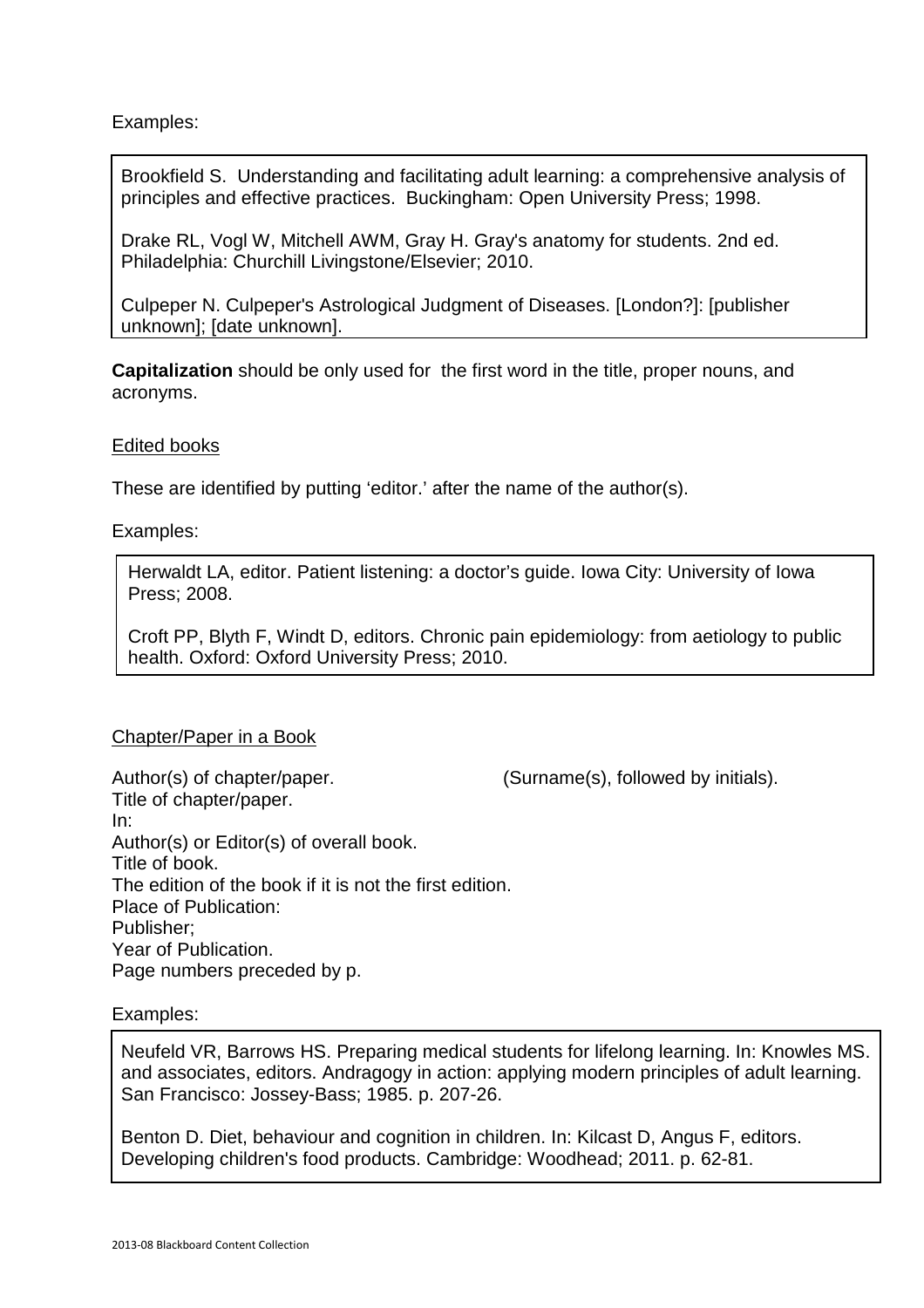Examples:

> Brookfield S. Understanding and facilitating adult learning: a comprehensive analysis of principles and effective practices. Buckingham: Open University Press; 1998.
>
> Drake RL, Vogl W, Mitchell AWM, Gray H. Gray's anatomy for students. 2nd ed. Philadelphia: Churchill Livingstone/Elsevier; 2010.
>
> Culpeper N. Culpeper's Astrological Judgment of Diseases. [London?]: [publisher unknown]; [date unknown].

**Capitalization** should be only used for the first word in the title, proper nouns, and acronyms.

Edited books

These are identified by putting 'editor.' after the name of the author(s).

Examples:

> Herwaldt LA, editor. Patient listening: a doctor's guide. Iowa City: University of Iowa Press; 2008.
>
> Croft PP, Blyth F, Windt D, editors. Chronic pain epidemiology: from aetiology to public health. Oxford: Oxford University Press; 2010.

Chapter/Paper in a Book

Author(s) of chapter/paper. (Surname(s), followed by initials).
Title of chapter/paper.
In:
Author(s) or Editor(s) of overall book.
Title of book.
The edition of the book if it is not the first edition.
Place of Publication:
Publisher;
Year of Publication.
Page numbers preceded by p.

Examples:

> Neufeld VR, Barrows HS. Preparing medical students for lifelong learning. In: Knowles MS. and associates, editors. Andragogy in action: applying modern principles of adult learning. San Francisco: Jossey-Bass; 1985. p. 207-26.
>
> Benton D. Diet, behaviour and cognition in children. In: Kilcast D, Angus F, editors. Developing children's food products. Cambridge: Woodhead; 2011. p. 62-81.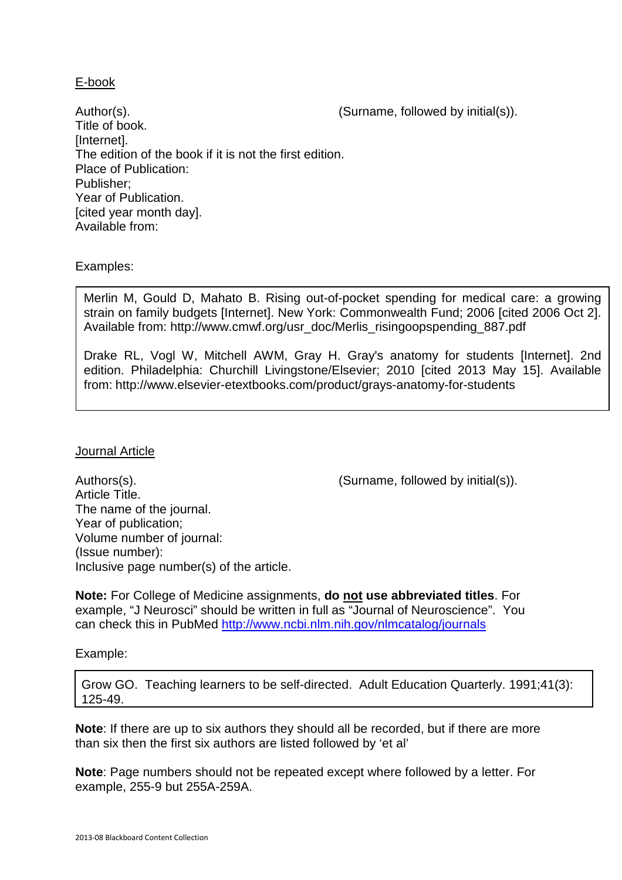E-book

Author(s). (Surname, followed by initial(s)).
Title of book.
[Internet].
The edition of the book if it is not the first edition.
Place of Publication:
Publisher;
Year of Publication.
[cited year month day].
Available from:

Examples:

> Merlin M, Gould D, Mahato B. Rising out-of-pocket spending for medical care: a growing strain on family budgets [Internet]. New York: Commonwealth Fund; 2006 [cited 2006 Oct 2]. Available from: http://www.cmwf.org/usr_doc/Merlis_risingoopspending_887.pdf
>
> Drake RL, Vogl W, Mitchell AWM, Gray H. Gray's anatomy for students [Internet]. 2nd edition. Philadelphia: Churchill Livingstone/Elsevier; 2010 [cited 2013 May 15]. Available from: http://www.elsevier-etextbooks.com/product/grays-anatomy-for-students

Journal Article

Authors(s). (Surname, followed by initial(s)).
Article Title.
The name of the journal.
Year of publication;
Volume number of journal:
(Issue number):
Inclusive page number(s) of the article.

**Note:** For College of Medicine assignments, **do not use abbreviated titles**. For example, "J Neurosci" should be written in full as "Journal of Neuroscience". You can check this in PubMed http://www.ncbi.nlm.nih.gov/nlmcatalog/journals

Example:

> Grow GO. Teaching learners to be self-directed. Adult Education Quarterly. 1991;41(3): 125-49.

**Note**: If there are up to six authors they should all be recorded, but if there are more than six then the first six authors are listed followed by 'et al'

**Note**: Page numbers should not be repeated except where followed by a letter. For example, 255-9 but 255A-259A.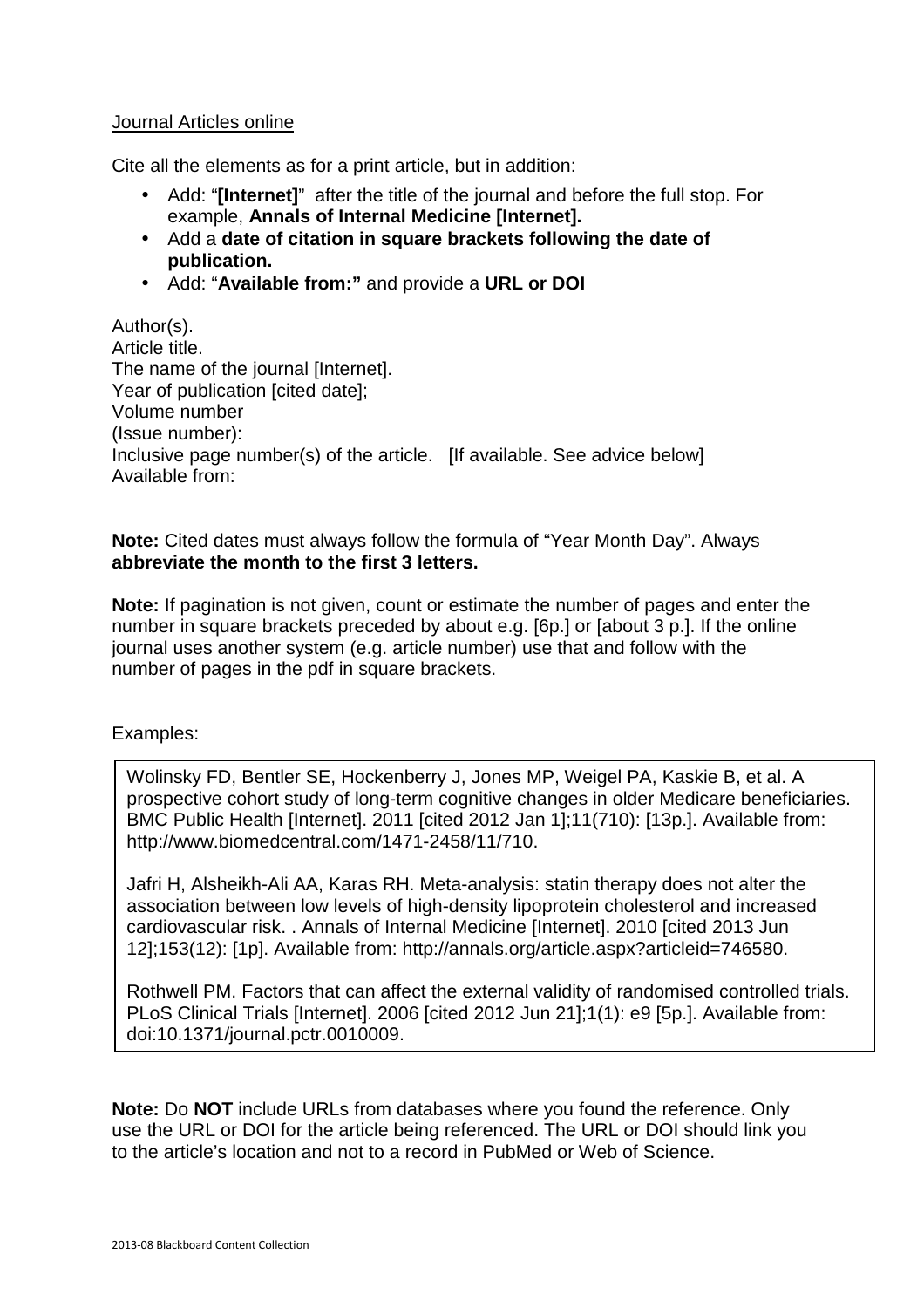Journal Articles online

Cite all the elements as for a print article, but in addition:

- Add: "**[Internet]**" after the title of the journal and before the full stop. For example, **Annals of Internal Medicine [Internet].**
- Add a **date of citation in square brackets following the date of publication.**
- Add: "**Available from:"** and provide a **URL or DOI**

Author(s).
Article title.
The name of the journal [Internet].
Year of publication [cited date];
Volume number
(Issue number):
Inclusive page number(s) of the article. [If available. See advice below]
Available from:

**Note:** Cited dates must always follow the formula of "Year Month Day". Always **abbreviate the month to the first 3 letters.**

**Note:** If pagination is not given, count or estimate the number of pages and enter the number in square brackets preceded by about e.g. [6p.] or [about 3 p.]. If the online journal uses another system (e.g. article number) use that and follow with the number of pages in the pdf in square brackets.

Examples:

Wolinsky FD, Bentler SE, Hockenberry J, Jones MP, Weigel PA, Kaskie B, et al. A prospective cohort study of long-term cognitive changes in older Medicare beneficiaries. BMC Public Health [Internet]. 2011 [cited 2012 Jan 1];11(710): [13p.]. Available from: http://www.biomedcentral.com/1471-2458/11/710.

Jafri H, Alsheikh-Ali AA, Karas RH. Meta-analysis: statin therapy does not alter the association between low levels of high-density lipoprotein cholesterol and increased cardiovascular risk. . Annals of Internal Medicine [Internet]. 2010 [cited 2013 Jun 12];153(12): [1p]. Available from: http://annals.org/article.aspx?articleid=746580.

Rothwell PM. Factors that can affect the external validity of randomised controlled trials. PLoS Clinical Trials [Internet]. 2006 [cited 2012 Jun 21];1(1): e9 [5p.]. Available from: doi:10.1371/journal.pctr.0010009.

**Note:** Do **NOT** include URLs from databases where you found the reference. Only use the URL or DOI for the article being referenced. The URL or DOI should link you to the article's location and not to a record in PubMed or Web of Science.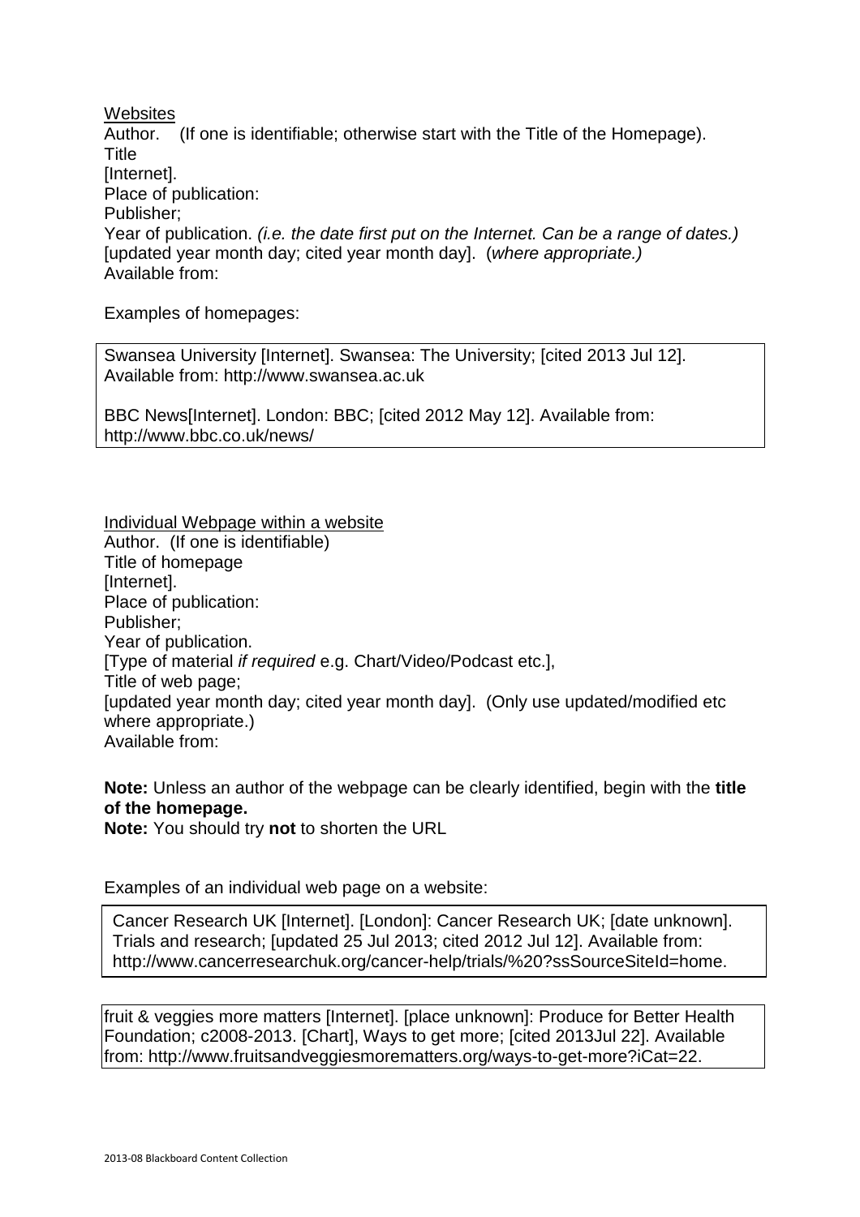Websites

Author. (If one is identifiable; otherwise start with the Title of the Homepage).
Title
[Internet].
Place of publication:
Publisher;
Year of publication. *(i.e. the date first put on the Internet. Can be a range of dates.)*
[updated year month day; cited year month day]. (*where appropriate.)*
Available from:

Examples of homepages:

> Swansea University [Internet]. Swansea: The University; [cited 2013 Jul 12]. Available from: http://www.swansea.ac.uk
>
> BBC News[Internet]. London: BBC; [cited 2012 May 12]. Available from: http://www.bbc.co.uk/news/

Individual Webpage within a website

Author. (If one is identifiable)
Title of homepage
[Internet].
Place of publication:
Publisher;
Year of publication.
[Type of material *if required* e.g. Chart/Video/Podcast etc.],
Title of web page;
[updated year month day; cited year month day]. (Only use updated/modified etc where appropriate.)
Available from:

**Note:** Unless an author of the webpage can be clearly identified, begin with the **title of the homepage.**
**Note:** You should try **not** to shorten the URL

Examples of an individual web page on a website:

> Cancer Research UK [Internet]. [London]: Cancer Research UK; [date unknown]. Trials and research; [updated 25 Jul 2013; cited 2012 Jul 12]. Available from: http://www.cancerresearchuk.org/cancer-help/trials/%20?ssSourceSiteId=home.

> fruit & veggies more matters [Internet]. [place unknown]: Produce for Better Health Foundation; c2008-2013. [Chart], Ways to get more; [cited 2013Jul 22]. Available from: http://www.fruitsandveggiesmorematters.org/ways-to-get-more?iCat=22.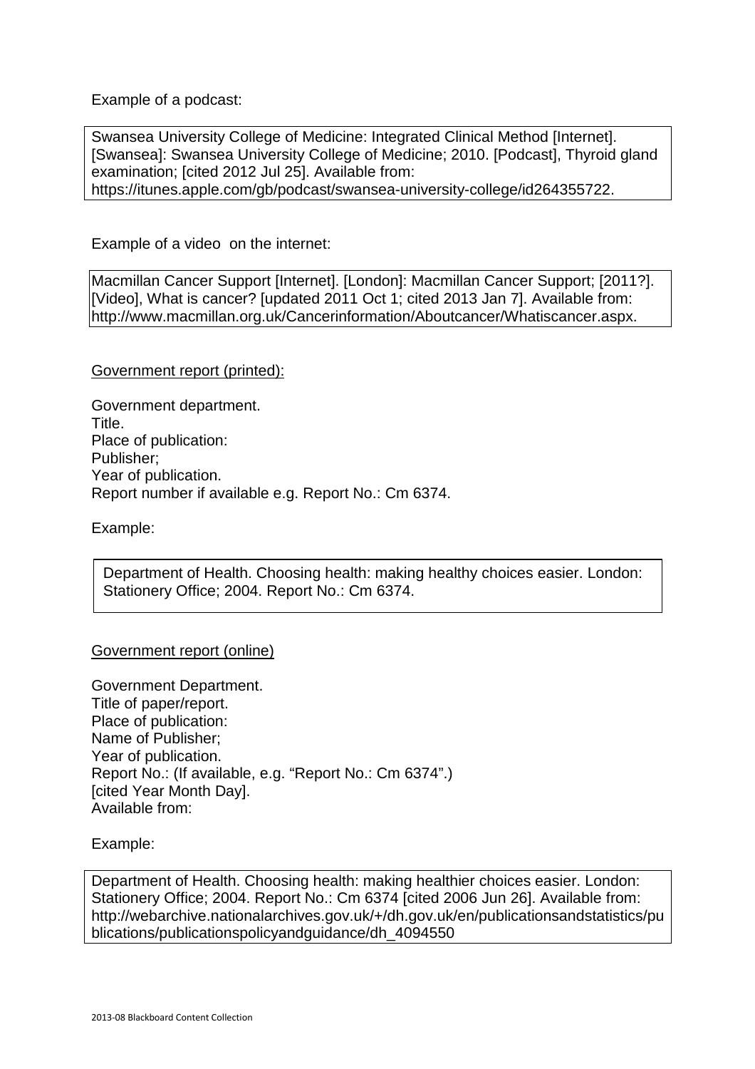Example of a podcast:

> Swansea University College of Medicine: Integrated Clinical Method [Internet]. [Swansea]: Swansea University College of Medicine; 2010. [Podcast], Thyroid gland examination; [cited 2012 Jul 25]. Available from: https://itunes.apple.com/gb/podcast/swansea-university-college/id264355722.

Example of a video on the internet:

> Macmillan Cancer Support [Internet]. [London]: Macmillan Cancer Support; [2011?]. [Video], What is cancer? [updated 2011 Oct 1; cited 2013 Jan 7]. Available from: http://www.macmillan.org.uk/Cancerinformation/Aboutcancer/Whatiscancer.aspx.

<u>Government report (printed):</u>

Government department.
Title.
Place of publication:
Publisher;
Year of publication.
Report number if available e.g. Report No.: Cm 6374.

Example:

> Department of Health. Choosing health: making healthy choices easier. London: Stationery Office; 2004. Report No.: Cm 6374.

<u>Government report (online)</u>

Government Department.
Title of paper/report.
Place of publication:
Name of Publisher;
Year of publication.
Report No.: (If available, e.g. "Report No.: Cm 6374".)
[cited Year Month Day].
Available from:

Example:

> Department of Health. Choosing health: making healthier choices easier. London: Stationery Office; 2004. Report No.: Cm 6374 [cited 2006 Jun 26]. Available from: http://webarchive.nationalarchives.gov.uk/+/dh.gov.uk/en/publicationsandstatistics/publications/publicationspolicyandguidance/dh_4094550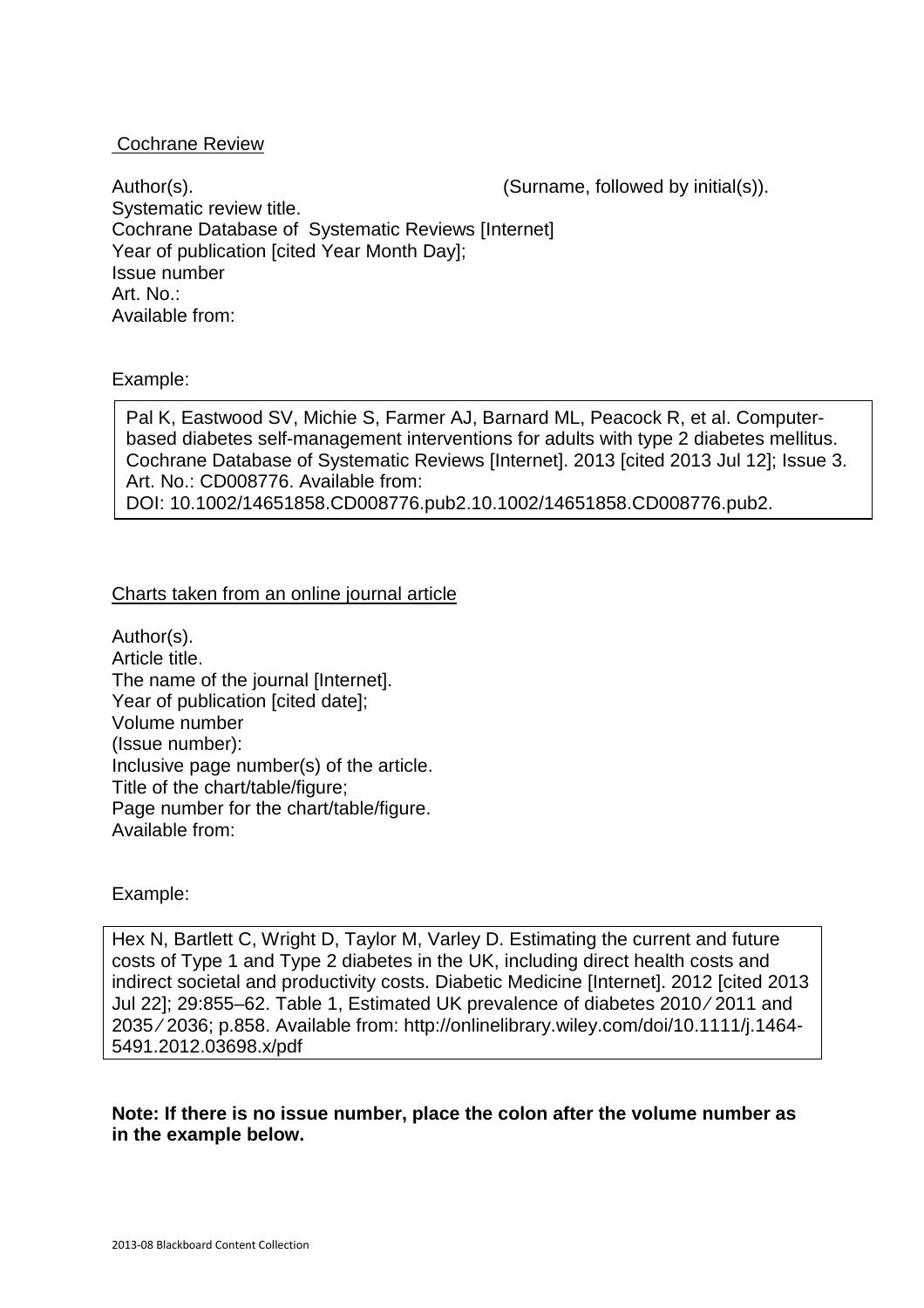Cochrane Review

Author(s). (Surname, followed by initial(s)).
Systematic review title.
Cochrane Database of Systematic Reviews [Internet]
Year of publication [cited Year Month Day];
Issue number
Art. No.:
Available from:

Example:

> Pal K, Eastwood SV, Michie S, Farmer AJ, Barnard ML, Peacock R, et al. Computer-based diabetes self-management interventions for adults with type 2 diabetes mellitus. Cochrane Database of Systematic Reviews [Internet]. 2013 [cited 2013 Jul 12]; Issue 3. Art. No.: CD008776. Available from: DOI: 10.1002/14651858.CD008776.pub2.10.1002/14651858.CD008776.pub2.

Charts taken from an online journal article

Author(s).
Article title.
The name of the journal [Internet].
Year of publication [cited date];
Volume number
(Issue number):
Inclusive page number(s) of the article.
Title of the chart/table/figure;
Page number for the chart/table/figure.
Available from:

Example:

> Hex N, Bartlett C, Wright D, Taylor M, Varley D. Estimating the current and future costs of Type 1 and Type 2 diabetes in the UK, including direct health costs and indirect societal and productivity costs. Diabetic Medicine [Internet]. 2012 [cited 2013 Jul 22]; 29:855–62. Table 1, Estimated UK prevalence of diabetes 2010⁄2011 and 2035⁄2036; p.858. Available from: http://onlinelibrary.wiley.com/doi/10.1111/j.1464-5491.2012.03698.x/pdf

**Note: If there is no issue number, place the colon after the volume number as in the example below.**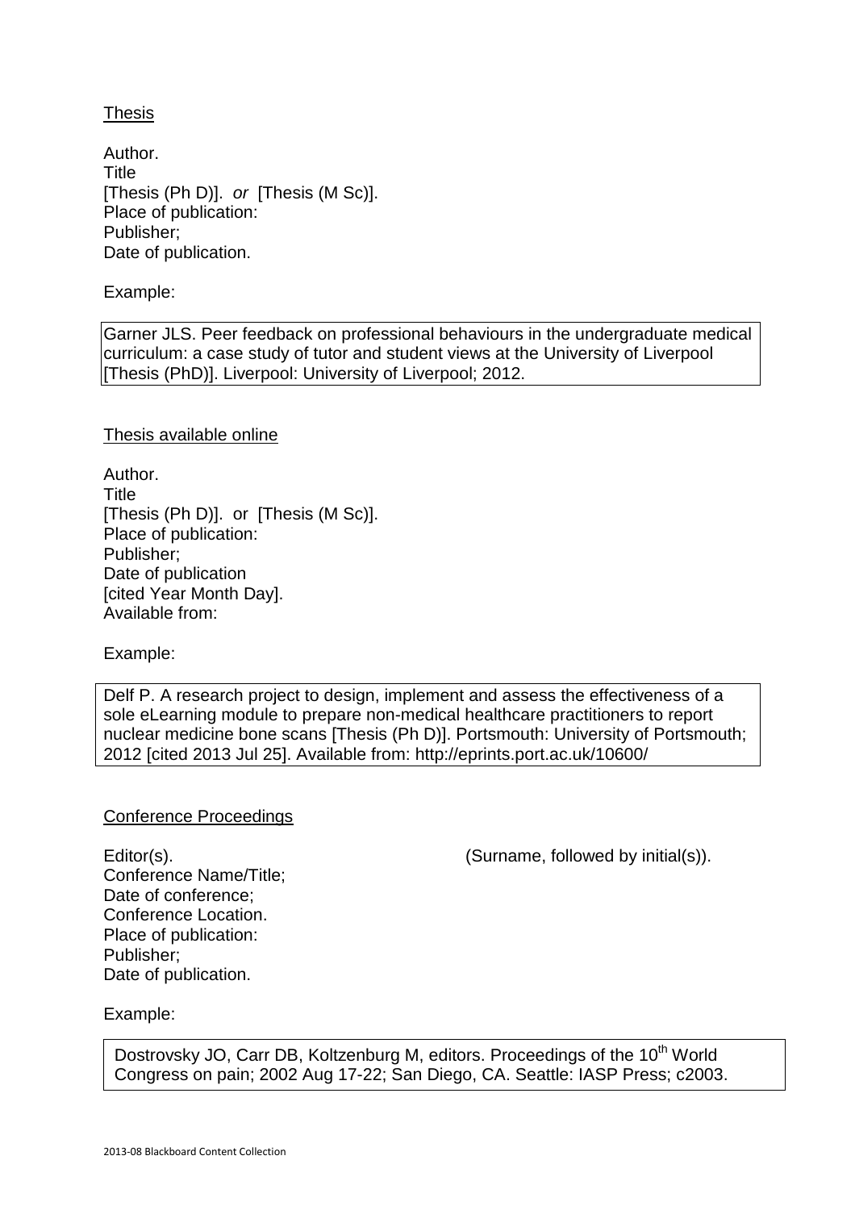Thesis

Author.
Title
[Thesis (Ph D)]. *or* [Thesis (M Sc)].
Place of publication:
Publisher;
Date of publication.

Example:

> Garner JLS. Peer feedback on professional behaviours in the undergraduate medical curriculum: a case study of tutor and student views at the University of Liverpool [Thesis (PhD)]. Liverpool: University of Liverpool; 2012.

Thesis available online

Author.
Title
[Thesis (Ph D)]. or [Thesis (M Sc)].
Place of publication:
Publisher;
Date of publication
[cited Year Month Day].
Available from:

Example:

> Delf P. A research project to design, implement and assess the effectiveness of a sole eLearning module to prepare non-medical healthcare practitioners to report nuclear medicine bone scans [Thesis (Ph D)]. Portsmouth: University of Portsmouth; 2012 [cited 2013 Jul 25]. Available from: http://eprints.port.ac.uk/10600/

Conference Proceedings

Editor(s). (Surname, followed by initial(s)).
Conference Name/Title;
Date of conference;
Conference Location.
Place of publication:
Publisher;
Date of publication.

Example:

> Dostrovsky JO, Carr DB, Koltzenburg M, editors. Proceedings of the 10th World Congress on pain; 2002 Aug 17-22; San Diego, CA. Seattle: IASP Press; c2003.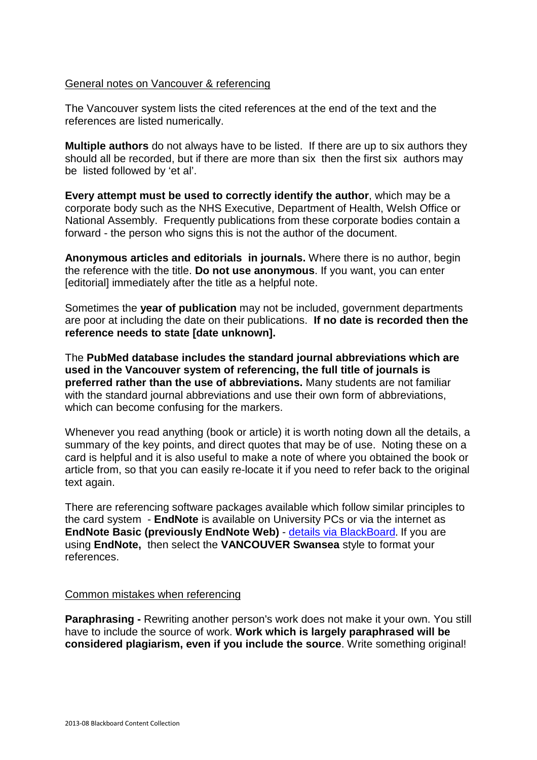<u>General notes on Vancouver & referencing</u>

The Vancouver system lists the cited references at the end of the text and the references are listed numerically.

**Multiple authors** do not always have to be listed. If there are up to six authors they should all be recorded, but if there are more than six then the first six authors may be listed followed by 'et al'.

**Every attempt must be used to correctly identify the author**, which may be a corporate body such as the NHS Executive, Department of Health, Welsh Office or National Assembly. Frequently publications from these corporate bodies contain a forward - the person who signs this is not the author of the document.

**Anonymous articles and editorials in journals.** Where there is no author, begin the reference with the title. **Do not use anonymous**. If you want, you can enter [editorial] immediately after the title as a helpful note.

Sometimes the **year of publication** may not be included, government departments are poor at including the date on their publications. **If no date is recorded then the reference needs to state [date unknown].**

The **PubMed database includes the standard journal abbreviations which are used in the Vancouver system of referencing, the full title of journals is preferred rather than the use of abbreviations.** Many students are not familiar with the standard journal abbreviations and use their own form of abbreviations, which can become confusing for the markers.

Whenever you read anything (book or article) it is worth noting down all the details, a summary of the key points, and direct quotes that may be of use. Noting these on a card is helpful and it is also useful to make a note of where you obtained the book or article from, so that you can easily re-locate it if you need to refer back to the original text again.

There are referencing software packages available which follow similar principles to the card system - **EndNote** is available on University PCs or via the internet as **EndNote Basic (previously EndNote Web)** - details via BlackBoard. If you are using **EndNote,** then select the **VANCOUVER Swansea** style to format your references.

<u>Common mistakes when referencing</u>

**Paraphrasing -** Rewriting another person's work does not make it your own. You still have to include the source of work. **Work which is largely paraphrased will be considered plagiarism, even if you include the source**. Write something original!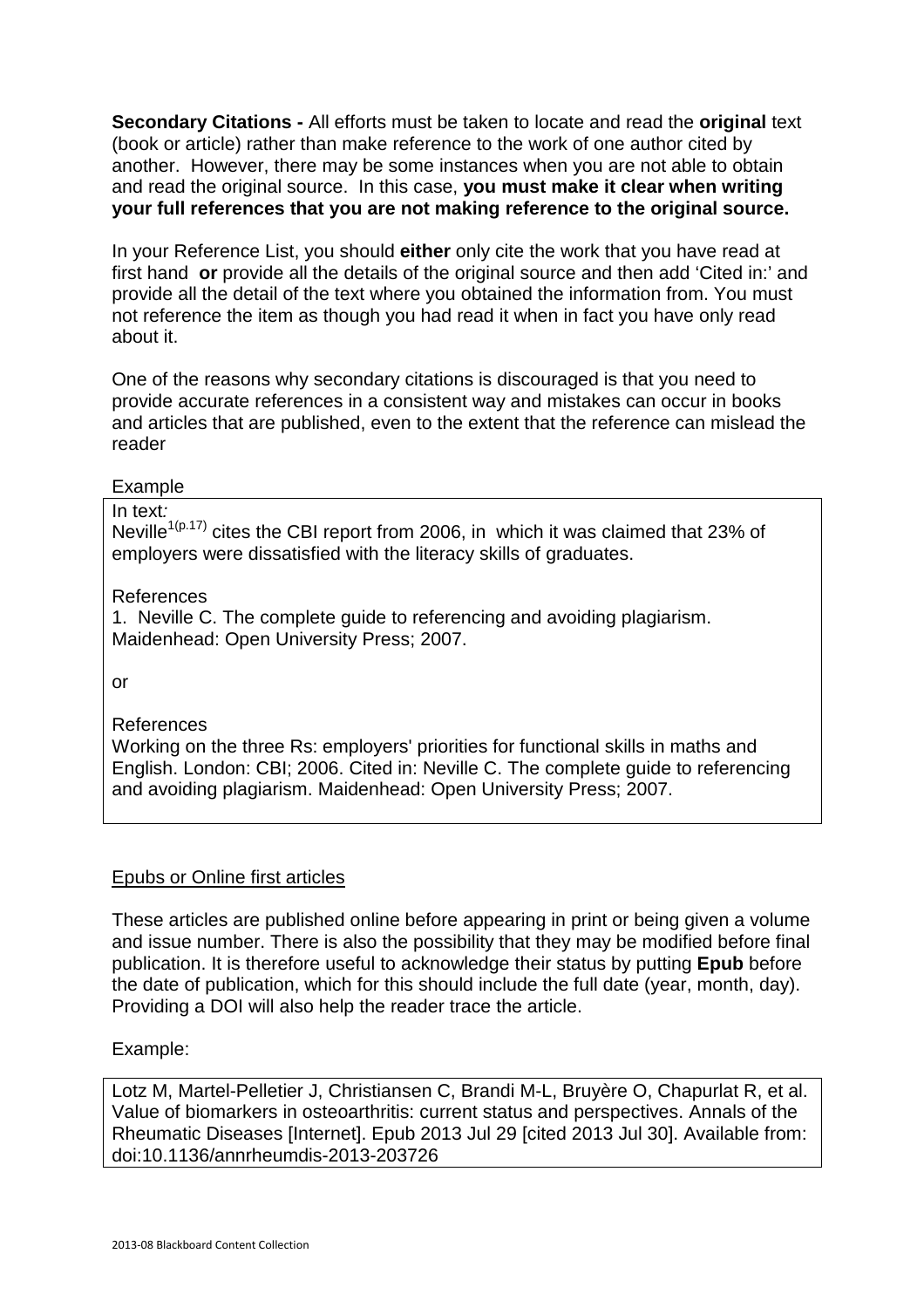**Secondary Citations -** All efforts must be taken to locate and read the **original** text (book or article) rather than make reference to the work of one author cited by another. However, there may be some instances when you are not able to obtain and read the original source. In this case, **you must make it clear when writing your full references that you are not making reference to the original source.**

In your Reference List, you should **either** only cite the work that you have read at first hand **or** provide all the details of the original source and then add 'Cited in:' and provide all the detail of the text where you obtained the information from. You must not reference the item as though you had read it when in fact you have only read about it.

One of the reasons why secondary citations is discouraged is that you need to provide accurate references in a consistent way and mistakes can occur in books and articles that are published, even to the extent that the reference can mislead the reader

Example

In text*:*
Neville[1(p.17)] cites the CBI report from 2006, in which it was claimed that 23% of employers were dissatisfied with the literacy skills of graduates.

References
1. Neville C. The complete guide to referencing and avoiding plagiarism. Maidenhead: Open University Press; 2007.

or

References
Working on the three Rs: employers' priorities for functional skills in maths and English. London: CBI; 2006. Cited in: Neville C. The complete guide to referencing and avoiding plagiarism. Maidenhead: Open University Press; 2007.

<u>Epubs or Online first articles</u>

These articles are published online before appearing in print or being given a volume and issue number. There is also the possibility that they may be modified before final publication. It is therefore useful to acknowledge their status by putting **Epub** before the date of publication, which for this should include the full date (year, month, day). Providing a DOI will also help the reader trace the article.

Example:

Lotz M, Martel-Pelletier J, Christiansen C, Brandi M-L, Bruyère O, Chapurlat R, et al. Value of biomarkers in osteoarthritis: current status and perspectives. Annals of the Rheumatic Diseases [Internet]. Epub 2013 Jul 29 [cited 2013 Jul 30]. Available from: doi:10.1136/annrheumdis-2013-203726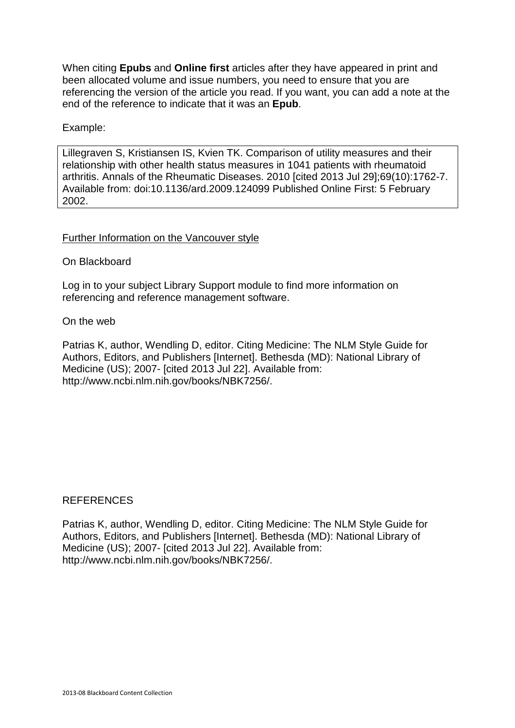When citing **Epubs** and **Online first** articles after they have appeared in print and been allocated volume and issue numbers, you need to ensure that you are referencing the version of the article you read. If you want, you can add a note at the end of the reference to indicate that it was an **Epub**.

Example:

> Lillegraven S, Kristiansen IS, Kvien TK. Comparison of utility measures and their relationship with other health status measures in 1041 patients with rheumatoid arthritis. Annals of the Rheumatic Diseases. 2010 [cited 2013 Jul 29];69(10):1762-7. Available from: doi:10.1136/ard.2009.124099 Published Online First: 5 February 2002.

## Further Information on the Vancouver style

On Blackboard

Log in to your subject Library Support module to find more information on referencing and reference management software.

On the web

Patrias K, author, Wendling D, editor. Citing Medicine: The NLM Style Guide for Authors, Editors, and Publishers [Internet]. Bethesda (MD): National Library of Medicine (US); 2007- [cited 2013 Jul 22]. Available from: http://www.ncbi.nlm.nih.gov/books/NBK7256/.

## REFERENCES

Patrias K, author, Wendling D, editor. Citing Medicine: The NLM Style Guide for Authors, Editors, and Publishers [Internet]. Bethesda (MD): National Library of Medicine (US); 2007- [cited 2013 Jul 22]. Available from: http://www.ncbi.nlm.nih.gov/books/NBK7256/.